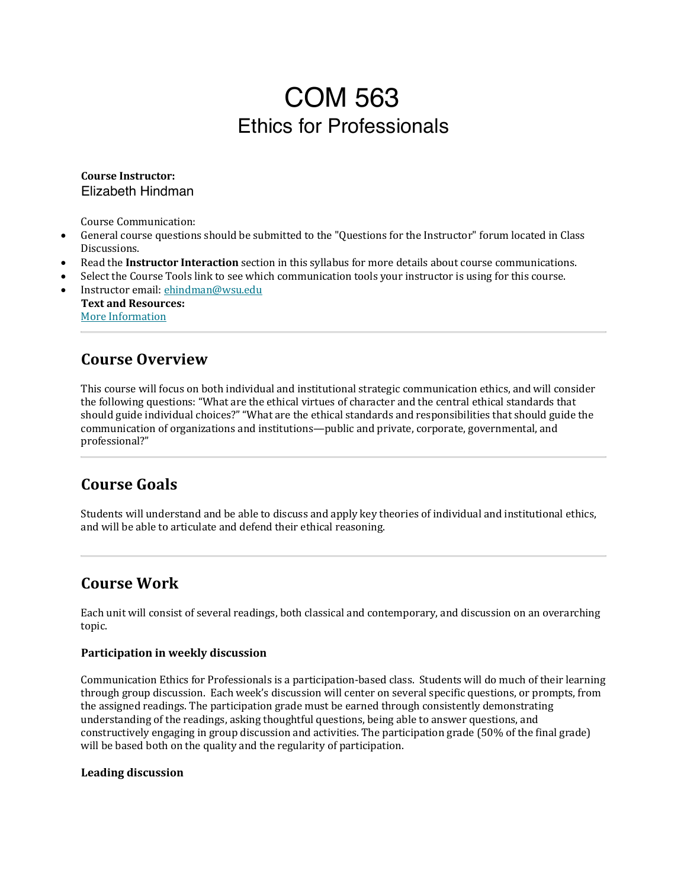# COM 563

## Ethics for Professionals

**Course Instructor:**
Elizabeth Hindman

Course Communication:

- General course questions should be submitted to the "Questions for the Instructor" forum located in Class Discussions.
- Read the **Instructor Interaction** section in this syllabus for more details about course communications.
- Select the Course Tools link to see which communication tools your instructor is using for this course.
- Instructor email: [ehindman@wsu.edu](mailto:ehindman@wsu.edu)

**Text and Resources:**
[More Information]()

---

## Course Overview

This course will focus on both individual and institutional strategic communication ethics, and will consider the following questions: "What are the ethical virtues of character and the central ethical standards that should guide individual choices?" "What are the ethical standards and responsibilities that should guide the communication of organizations and institutions—public and private, corporate, governmental, and professional?"

---

## Course Goals

Students will understand and be able to discuss and apply key theories of individual and institutional ethics, and will be able to articulate and defend their ethical reasoning.

---

## Course Work

Each unit will consist of several readings, both classical and contemporary, and discussion on an overarching topic.

### Participation in weekly discussion

Communication Ethics for Professionals is a participation-based class. Students will do much of their learning through group discussion. Each week's discussion will center on several specific questions, or prompts, from the assigned readings. The participation grade must be earned through consistently demonstrating understanding of the readings, asking thoughtful questions, being able to answer questions, and constructively engaging in group discussion and activities. The participation grade (50% of the final grade) will be based both on the quality and the regularity of participation.

### Leading discussion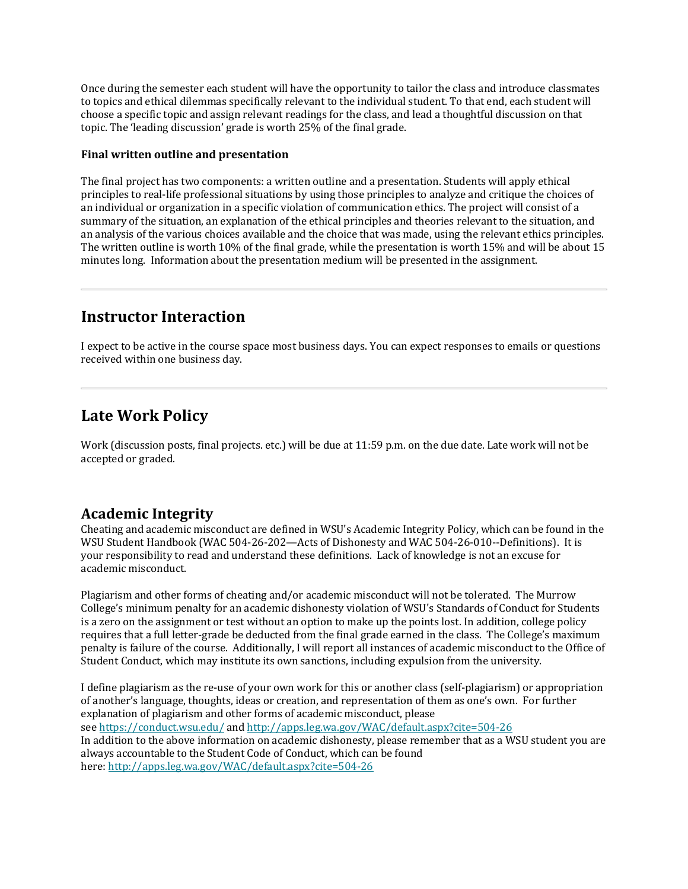Once during the semester each student will have the opportunity to tailor the class and introduce classmates to topics and ethical dilemmas specifically relevant to the individual student. To that end, each student will choose a specific topic and assign relevant readings for the class, and lead a thoughtful discussion on that topic. The 'leading discussion' grade is worth 25% of the final grade.

**Final written outline and presentation**

The final project has two components: a written outline and a presentation. Students will apply ethical principles to real-life professional situations by using those principles to analyze and critique the choices of an individual or organization in a specific violation of communication ethics. The project will consist of a summary of the situation, an explanation of the ethical principles and theories relevant to the situation, and an analysis of the various choices available and the choice that was made, using the relevant ethics principles. The written outline is worth 10% of the final grade, while the presentation is worth 15% and will be about 15 minutes long. Information about the presentation medium will be presented in the assignment.

---

## Instructor Interaction

I expect to be active in the course space most business days. You can expect responses to emails or questions received within one business day.

---

## Late Work Policy

Work (discussion posts, final projects. etc.) will be due at 11:59 p.m. on the due date. Late work will not be accepted or graded.

## Academic Integrity

Cheating and academic misconduct are defined in WSU's Academic Integrity Policy, which can be found in the WSU Student Handbook (WAC 504-26-202—Acts of Dishonesty and WAC 504-26-010--Definitions). It is your responsibility to read and understand these definitions. Lack of knowledge is not an excuse for academic misconduct.

Plagiarism and other forms of cheating and/or academic misconduct will not be tolerated. The Murrow College's minimum penalty for an academic dishonesty violation of WSU's Standards of Conduct for Students is a zero on the assignment or test without an option to make up the points lost. In addition, college policy requires that a full letter-grade be deducted from the final grade earned in the class. The College's maximum penalty is failure of the course. Additionally, I will report all instances of academic misconduct to the Office of Student Conduct, which may institute its own sanctions, including expulsion from the university.

I define plagiarism as the re-use of your own work for this or another class (self-plagiarism) or appropriation of another's language, thoughts, ideas or creation, and representation of them as one's own. For further explanation of plagiarism and other forms of academic misconduct, please see https://conduct.wsu.edu/ and http://apps.leg.wa.gov/WAC/default.aspx?cite=504-26
In addition to the above information on academic dishonesty, please remember that as a WSU student you are always accountable to the Student Code of Conduct, which can be found here: http://apps.leg.wa.gov/WAC/default.aspx?cite=504-26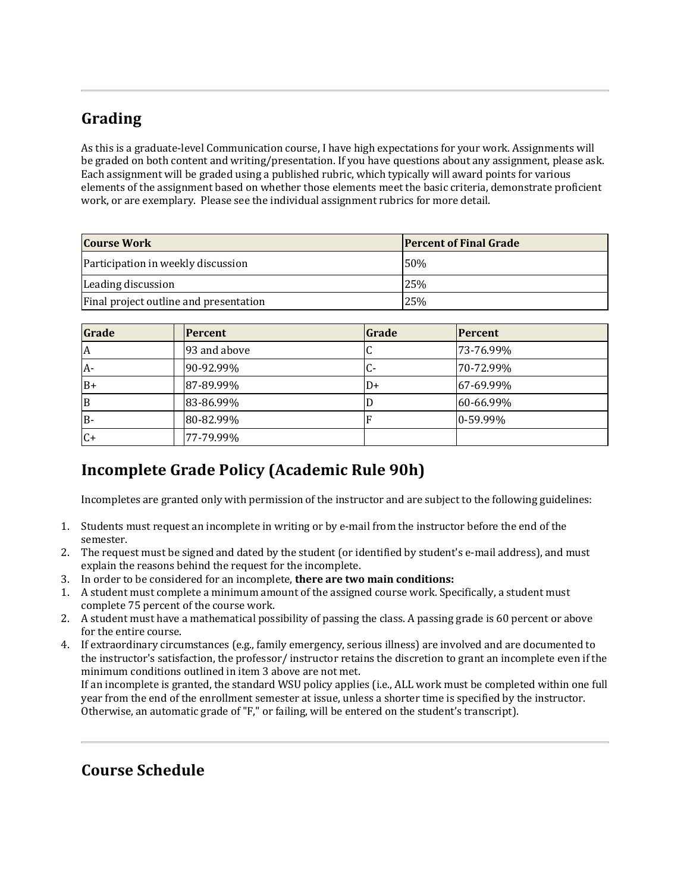## Grading

As this is a graduate-level Communication course, I have high expectations for your work. Assignments will be graded on both content and writing/presentation. If you have questions about any assignment, please ask. Each assignment will be graded using a published rubric, which typically will award points for various elements of the assignment based on whether those elements meet the basic criteria, demonstrate proficient work, or are exemplary. Please see the individual assignment rubrics for more detail.

| Course Work | Percent of Final Grade |
|---|---|
| Participation in weekly discussion | 50% |
| Leading discussion | 25% |
| Final project outline and presentation | 25% |

| Grade | | Percent | Grade | Percent |
|---|---|---|---|---|
| A | | 93 and above | C | 73-76.99% |
| A- | | 90-92.99% | C- | 70-72.99% |
| B+ | | 87-89.99% | D+ | 67-69.99% |
| B | | 83-86.99% | D | 60-66.99% |
| B- | | 80-82.99% | F | 0-59.99% |
| C+ | | 77-79.99% | | |

## Incomplete Grade Policy (Academic Rule 90h)

Incompletes are granted only with permission of the instructor and are subject to the following guidelines:

1. Students must request an incomplete in writing or by e-mail from the instructor before the end of the semester.
2. The request must be signed and dated by the student (or identified by student's e-mail address), and must explain the reasons behind the request for the incomplete.
3. In order to be considered for an incomplete, **there are two main conditions:**
   1. A student must complete a minimum amount of the assigned course work. Specifically, a student must complete 75 percent of the course work.
   2. A student must have a mathematical possibility of passing the class. A passing grade is 60 percent or above for the entire course.
4. If extraordinary circumstances (e.g., family emergency, serious illness) are involved and are documented to the instructor's satisfaction, the professor/ instructor retains the discretion to grant an incomplete even if the minimum conditions outlined in item 3 above are not met.
   If an incomplete is granted, the standard WSU policy applies (i.e., ALL work must be completed within one full year from the end of the enrollment semester at issue, unless a shorter time is specified by the instructor. Otherwise, an automatic grade of "F," or failing, will be entered on the student's transcript).

## Course Schedule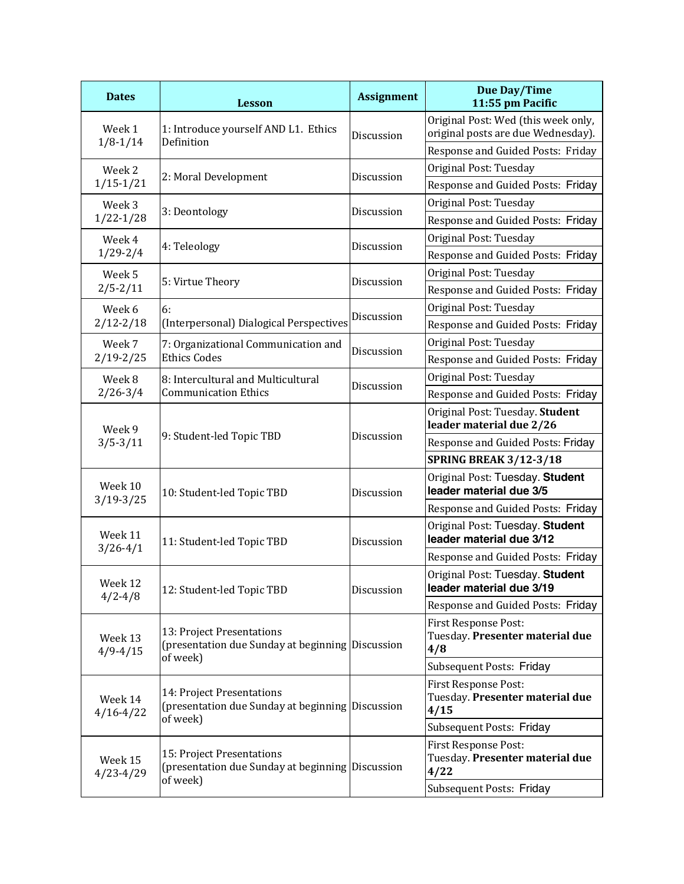| Dates | Lesson | Assignment | Due Day/Time 11:55 pm Pacific |
|---|---|---|---|
| Week 1 1/8-1/14 | 1: Introduce yourself AND L1. Ethics Definition | Discussion | Original Post: Wed (this week only, original posts are due Wednesday). |
| | | | Response and Guided Posts: Friday |
| Week 2 1/15-1/21 | 2: Moral Development | Discussion | Original Post: Tuesday |
| | | | Response and Guided Posts: Friday |
| Week 3 1/22-1/28 | 3: Deontology | Discussion | Original Post: Tuesday |
| | | | Response and Guided Posts: Friday |
| Week 4 1/29-2/4 | 4: Teleology | Discussion | Original Post: Tuesday |
| | | | Response and Guided Posts: Friday |
| Week 5 2/5-2/11 | 5: Virtue Theory | Discussion | Original Post: Tuesday |
| | | | Response and Guided Posts: Friday |
| Week 6 2/12-2/18 | 6: (Interpersonal) Dialogical Perspectives | Discussion | Original Post: Tuesday |
| | | | Response and Guided Posts: Friday |
| Week 7 2/19-2/25 | 7: Organizational Communication and Ethics Codes | Discussion | Original Post: Tuesday |
| | | | Response and Guided Posts: Friday |
| Week 8 2/26-3/4 | 8: Intercultural and Multicultural Communication Ethics | Discussion | Original Post: Tuesday |
| | | | Response and Guided Posts: Friday |
| Week 9 3/5-3/11 | 9: Student-led Topic TBD | Discussion | Original Post: Tuesday. **Student leader material due 2/26** |
| | | | Response and Guided Posts: Friday |
| | | | **SPRING BREAK 3/12-3/18** |
| Week 10 3/19-3/25 | 10: Student-led Topic TBD | Discussion | Original Post: Tuesday. **Student leader material due 3/5** |
| | | | Response and Guided Posts: Friday |
| Week 11 3/26-4/1 | 11: Student-led Topic TBD | Discussion | Original Post: Tuesday. **Student leader material due 3/12** |
| | | | Response and Guided Posts: Friday |
| Week 12 4/2-4/8 | 12: Student-led Topic TBD | Discussion | Original Post: Tuesday. **Student leader material due 3/19** |
| | | | Response and Guided Posts: Friday |
| Week 13 4/9-4/15 | 13: Project Presentations (presentation due Sunday at beginning of week) | Discussion | First Response Post: Tuesday. **Presenter material due 4/8** |
| | | | Subsequent Posts: Friday |
| Week 14 4/16-4/22 | 14: Project Presentations (presentation due Sunday at beginning of week) | Discussion | First Response Post: Tuesday. **Presenter material due 4/15** |
| | | | Subsequent Posts: Friday |
| Week 15 4/23-4/29 | 15: Project Presentations (presentation due Sunday at beginning of week) | Discussion | First Response Post: Tuesday. **Presenter material due 4/22** |
| | | | Subsequent Posts: Friday |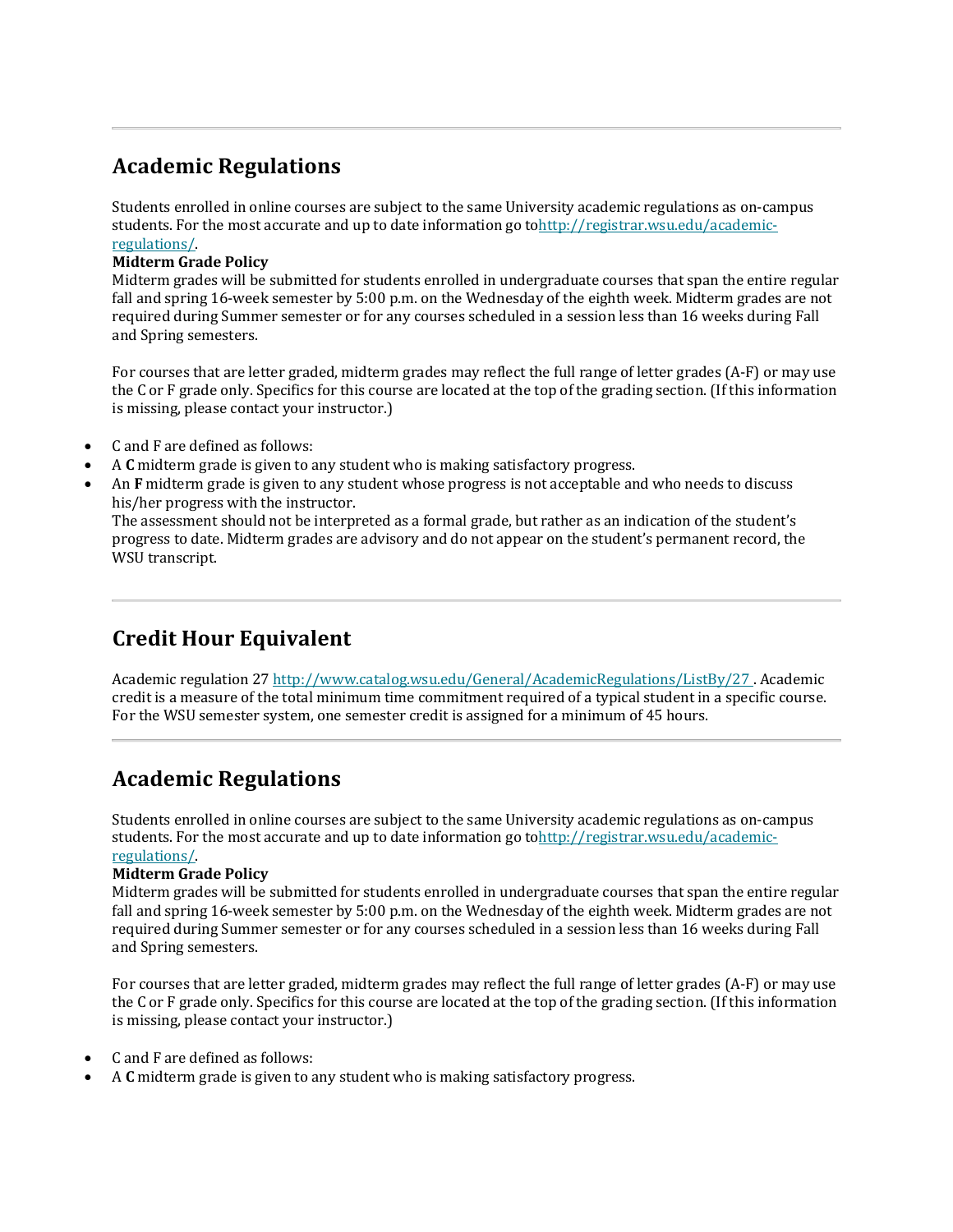---

## Academic Regulations

Students enrolled in online courses are subject to the same University academic regulations as on-campus students. For the most accurate and up to date information go to[http://registrar.wsu.edu/academic-regulations/](http://registrar.wsu.edu/academic-regulations/).

**Midterm Grade Policy**

Midterm grades will be submitted for students enrolled in undergraduate courses that span the entire regular fall and spring 16-week semester by 5:00 p.m. on the Wednesday of the eighth week. Midterm grades are not required during Summer semester or for any courses scheduled in a session less than 16 weeks during Fall and Spring semesters.

For courses that are letter graded, midterm grades may reflect the full range of letter grades (A-F) or may use the C or F grade only. Specifics for this course are located at the top of the grading section. (If this information is missing, please contact your instructor.)

- C and F are defined as follows:
- A **C** midterm grade is given to any student who is making satisfactory progress.
- An **F** midterm grade is given to any student whose progress is not acceptable and who needs to discuss his/her progress with the instructor.
  The assessment should not be interpreted as a formal grade, but rather as an indication of the student's progress to date. Midterm grades are advisory and do not appear on the student's permanent record, the WSU transcript.

---

## Credit Hour Equivalent

Academic regulation 27 [http://www.catalog.wsu.edu/General/AcademicRegulations/ListBy/27](http://www.catalog.wsu.edu/General/AcademicRegulations/ListBy/27) . Academic credit is a measure of the total minimum time commitment required of a typical student in a specific course. For the WSU semester system, one semester credit is assigned for a minimum of 45 hours.

---

## Academic Regulations

Students enrolled in online courses are subject to the same University academic regulations as on-campus students. For the most accurate and up to date information go to[http://registrar.wsu.edu/academic-regulations/](http://registrar.wsu.edu/academic-regulations/).

**Midterm Grade Policy**

Midterm grades will be submitted for students enrolled in undergraduate courses that span the entire regular fall and spring 16-week semester by 5:00 p.m. on the Wednesday of the eighth week. Midterm grades are not required during Summer semester or for any courses scheduled in a session less than 16 weeks during Fall and Spring semesters.

For courses that are letter graded, midterm grades may reflect the full range of letter grades (A-F) or may use the C or F grade only. Specifics for this course are located at the top of the grading section. (If this information is missing, please contact your instructor.)

- C and F are defined as follows:
- A **C** midterm grade is given to any student who is making satisfactory progress.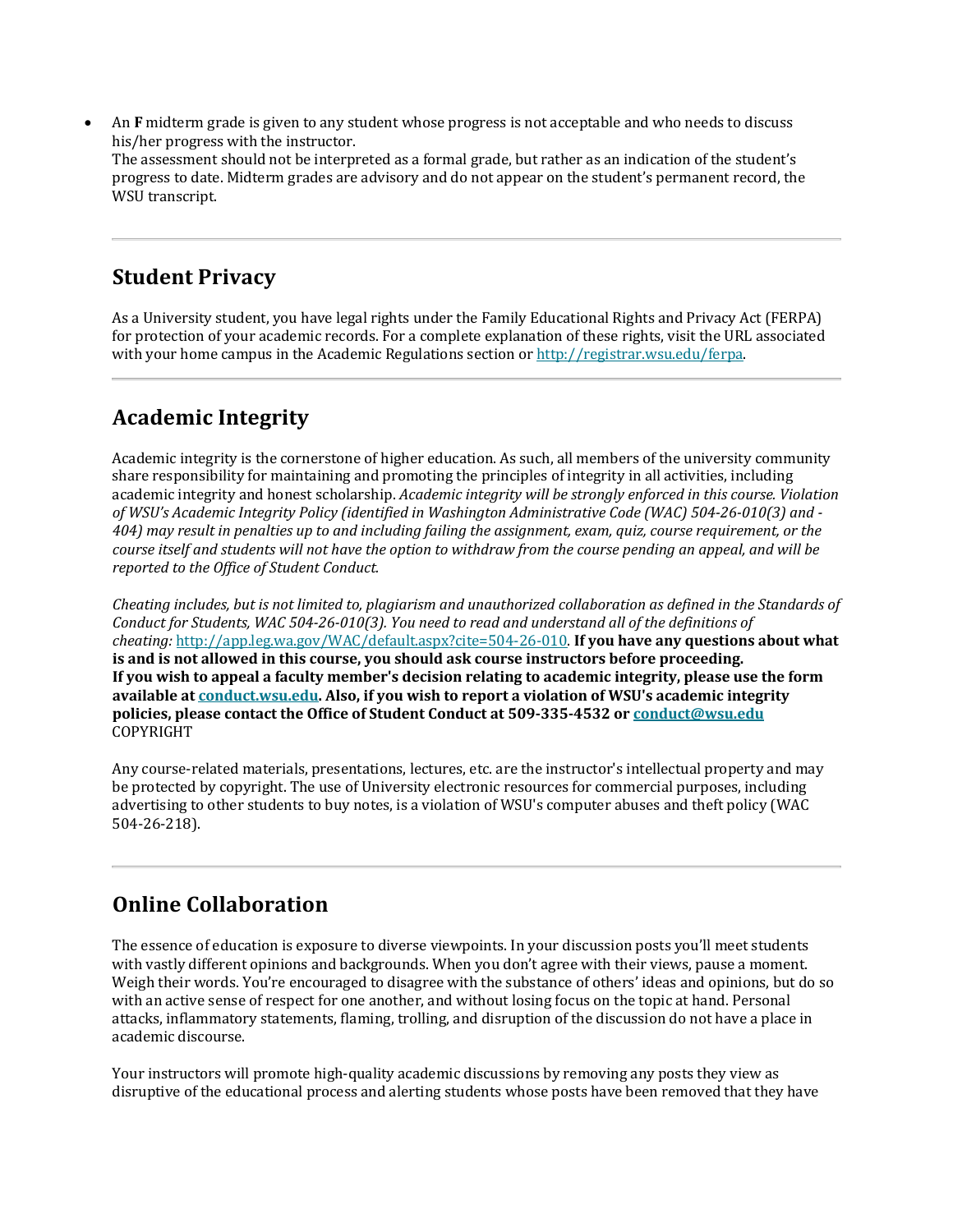- An **F** midterm grade is given to any student whose progress is not acceptable and who needs to discuss his/her progress with the instructor.
  The assessment should not be interpreted as a formal grade, but rather as an indication of the student's progress to date. Midterm grades are advisory and do not appear on the student's permanent record, the WSU transcript.

---

## Student Privacy

As a University student, you have legal rights under the Family Educational Rights and Privacy Act (FERPA) for protection of your academic records. For a complete explanation of these rights, visit the URL associated with your home campus in the Academic Regulations section or [http://registrar.wsu.edu/ferpa](http://registrar.wsu.edu/ferpa).

---

## Academic Integrity

Academic integrity is the cornerstone of higher education. As such, all members of the university community share responsibility for maintaining and promoting the principles of integrity in all activities, including academic integrity and honest scholarship. *Academic integrity will be strongly enforced in this course. Violation of WSU's Academic Integrity Policy (identified in Washington Administrative Code (WAC) 504-26-010(3) and -404) may result in penalties up to and including failing the assignment, exam, quiz, course requirement, or the course itself and students will not have the option to withdraw from the course pending an appeal, and will be reported to the Office of Student Conduct.*

*Cheating includes, but is not limited to, plagiarism and unauthorized collaboration as defined in the Standards of Conduct for Students, WAC 504-26-010(3). You need to read and understand all of the definitions of cheating:* [http://app.leg.wa.gov/WAC/default.aspx?cite=504-26-010](http://app.leg.wa.gov/WAC/default.aspx?cite=504-26-010). **If you have any questions about what is and is not allowed in this course, you should ask course instructors before proceeding.**
**If you wish to appeal a faculty member's decision relating to academic integrity, please use the form available at [conduct.wsu.edu](conduct.wsu.edu). Also, if you wish to report a violation of WSU's academic integrity policies, please contact the Office of Student Conduct at 509-335-4532 or [conduct@wsu.edu](mailto:conduct@wsu.edu)**
COPYRIGHT

Any course-related materials, presentations, lectures, etc. are the instructor's intellectual property and may be protected by copyright. The use of University electronic resources for commercial purposes, including advertising to other students to buy notes, is a violation of WSU's computer abuses and theft policy (WAC 504-26-218).

---

## Online Collaboration

The essence of education is exposure to diverse viewpoints. In your discussion posts you'll meet students with vastly different opinions and backgrounds. When you don't agree with their views, pause a moment. Weigh their words. You're encouraged to disagree with the substance of others' ideas and opinions, but do so with an active sense of respect for one another, and without losing focus on the topic at hand. Personal attacks, inflammatory statements, flaming, trolling, and disruption of the discussion do not have a place in academic discourse.

Your instructors will promote high-quality academic discussions by removing any posts they view as disruptive of the educational process and alerting students whose posts have been removed that they have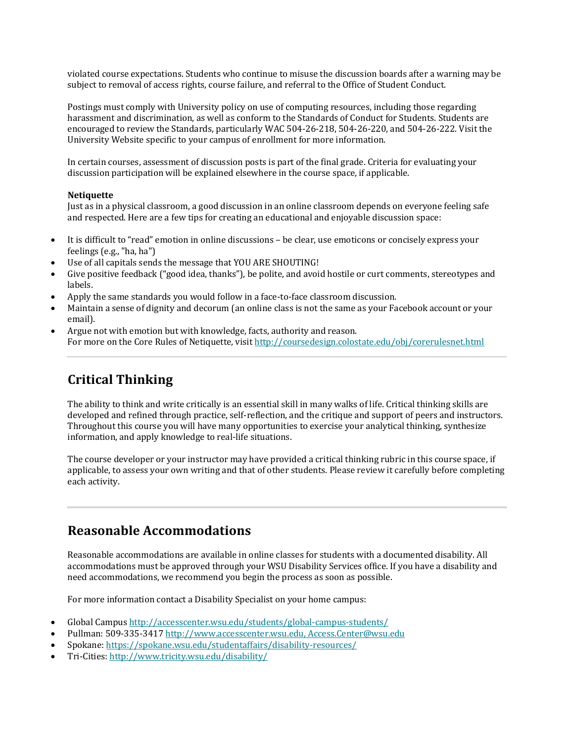violated course expectations. Students who continue to misuse the discussion boards after a warning may be subject to removal of access rights, course failure, and referral to the Office of Student Conduct.

Postings must comply with University policy on use of computing resources, including those regarding harassment and discrimination, as well as conform to the Standards of Conduct for Students. Students are encouraged to review the Standards, particularly WAC 504-26-218, 504-26-220, and 504-26-222. Visit the University Website specific to your campus of enrollment for more information.

In certain courses, assessment of discussion posts is part of the final grade. Criteria for evaluating your discussion participation will be explained elsewhere in the course space, if applicable.

**Netiquette**

Just as in a physical classroom, a good discussion in an online classroom depends on everyone feeling safe and respected. Here are a few tips for creating an educational and enjoyable discussion space:

- It is difficult to "read" emotion in online discussions – be clear, use emoticons or concisely express your feelings (e.g., "ha, ha")
- Use of all capitals sends the message that YOU ARE SHOUTING!
- Give positive feedback ("good idea, thanks"), be polite, and avoid hostile or curt comments, stereotypes and labels.
- Apply the same standards you would follow in a face-to-face classroom discussion.
- Maintain a sense of dignity and decorum (an online class is not the same as your Facebook account or your email).
- Argue not with emotion but with knowledge, facts, authority and reason.
  For more on the Core Rules of Netiquette, visit http://coursedesign.colostate.edu/obj/corerulesnet.html

---

## Critical Thinking

The ability to think and write critically is an essential skill in many walks of life. Critical thinking skills are developed and refined through practice, self-reflection, and the critique and support of peers and instructors. Throughout this course you will have many opportunities to exercise your analytical thinking, synthesize information, and apply knowledge to real-life situations.

The course developer or your instructor may have provided a critical thinking rubric in this course space, if applicable, to assess your own writing and that of other students. Please review it carefully before completing each activity.

---

## Reasonable Accommodations

Reasonable accommodations are available in online classes for students with a documented disability. All accommodations must be approved through your WSU Disability Services office. If you have a disability and need accommodations, we recommend you begin the process as soon as possible.

For more information contact a Disability Specialist on your home campus:

- Global Campus http://accesscenter.wsu.edu/students/global-campus-students/
- Pullman: 509-335-3417 http://www.accesscenter.wsu.edu, Access.Center@wsu.edu
- Spokane: https://spokane.wsu.edu/studentaffairs/disability-resources/
- Tri-Cities: http://www.tricity.wsu.edu/disability/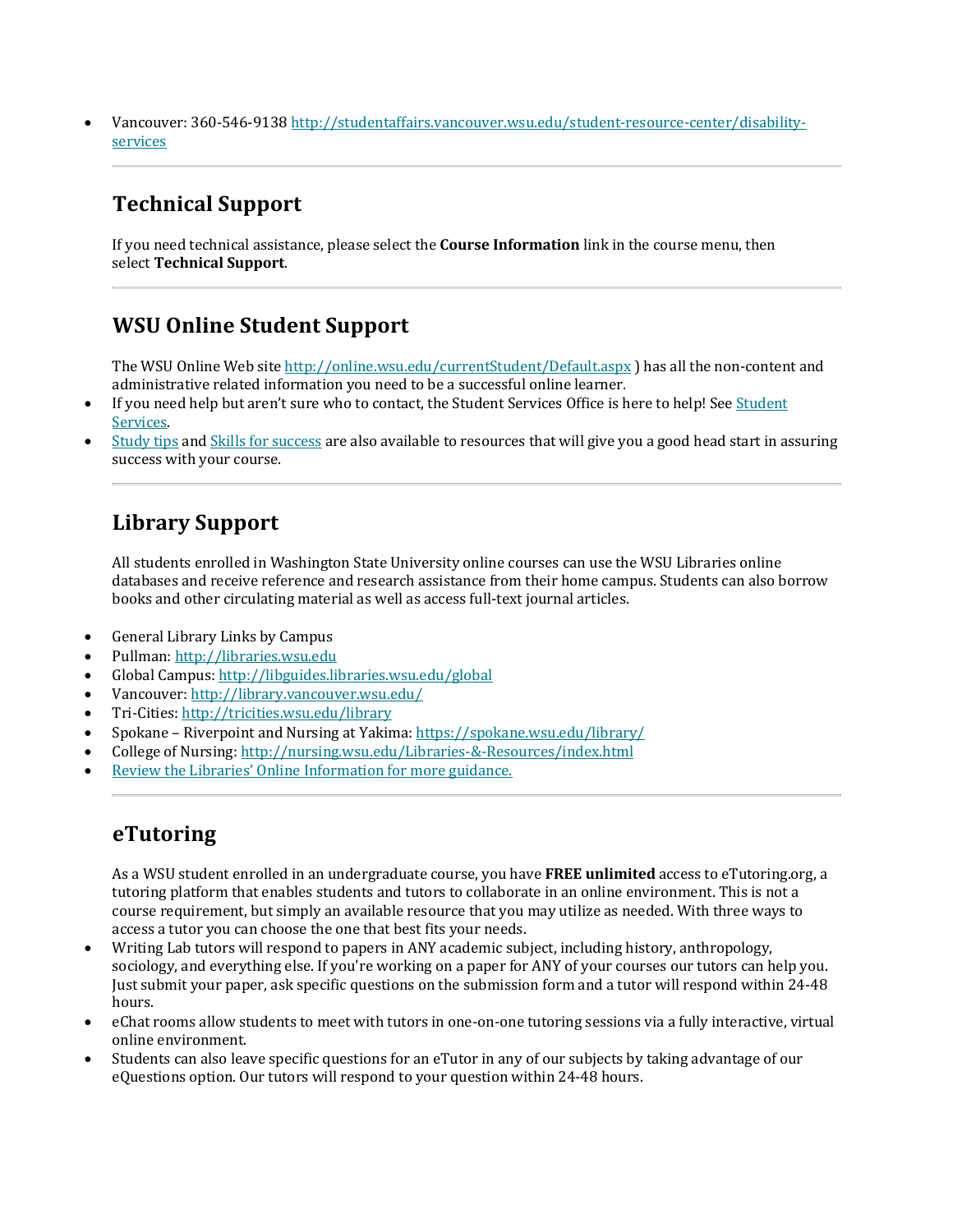- Vancouver: 360-546-9138 [http://studentaffairs.vancouver.wsu.edu/student-resource-center/disability-services](http://studentaffairs.vancouver.wsu.edu/student-resource-center/disability-services)

---

## Technical Support

If you need technical assistance, please select the **Course Information** link in the course menu, then select **Technical Support**.

---

## WSU Online Student Support

The WSU Online Web site [http://online.wsu.edu/currentStudent/Default.aspx](http://online.wsu.edu/currentStudent/Default.aspx) ) has all the non-content and administrative related information you need to be a successful online learner.

- If you need help but aren't sure who to contact, the Student Services Office is here to help! See Student Services.
- Study tips and Skills for success are also available to resources that will give you a good head start in assuring success with your course.

---

## Library Support

All students enrolled in Washington State University online courses can use the WSU Libraries online databases and receive reference and research assistance from their home campus. Students can also borrow books and other circulating material as well as access full-text journal articles.

- General Library Links by Campus
- Pullman: [http://libraries.wsu.edu](http://libraries.wsu.edu)
- Global Campus: [http://libguides.libraries.wsu.edu/global](http://libguides.libraries.wsu.edu/global)
- Vancouver: [http://library.vancouver.wsu.edu/](http://library.vancouver.wsu.edu/)
- Tri-Cities: [http://tricities.wsu.edu/library](http://tricities.wsu.edu/library)
- Spokane – Riverpoint and Nursing at Yakima: [https://spokane.wsu.edu/library/](https://spokane.wsu.edu/library/)
- College of Nursing: [http://nursing.wsu.edu/Libraries-&-Resources/index.html](http://nursing.wsu.edu/Libraries-&-Resources/index.html)
- Review the Libraries' Online Information for more guidance.

---

## eTutoring

As a WSU student enrolled in an undergraduate course, you have **FREE unlimited** access to eTutoring.org, a tutoring platform that enables students and tutors to collaborate in an online environment. This is not a course requirement, but simply an available resource that you may utilize as needed. With three ways to access a tutor you can choose the one that best fits your needs.

- Writing Lab tutors will respond to papers in ANY academic subject, including history, anthropology, sociology, and everything else. If you're working on a paper for ANY of your courses our tutors can help you. Just submit your paper, ask specific questions on the submission form and a tutor will respond within 24-48 hours.
- eChat rooms allow students to meet with tutors in one-on-one tutoring sessions via a fully interactive, virtual online environment.
- Students can also leave specific questions for an eTutor in any of our subjects by taking advantage of our eQuestions option. Our tutors will respond to your question within 24-48 hours.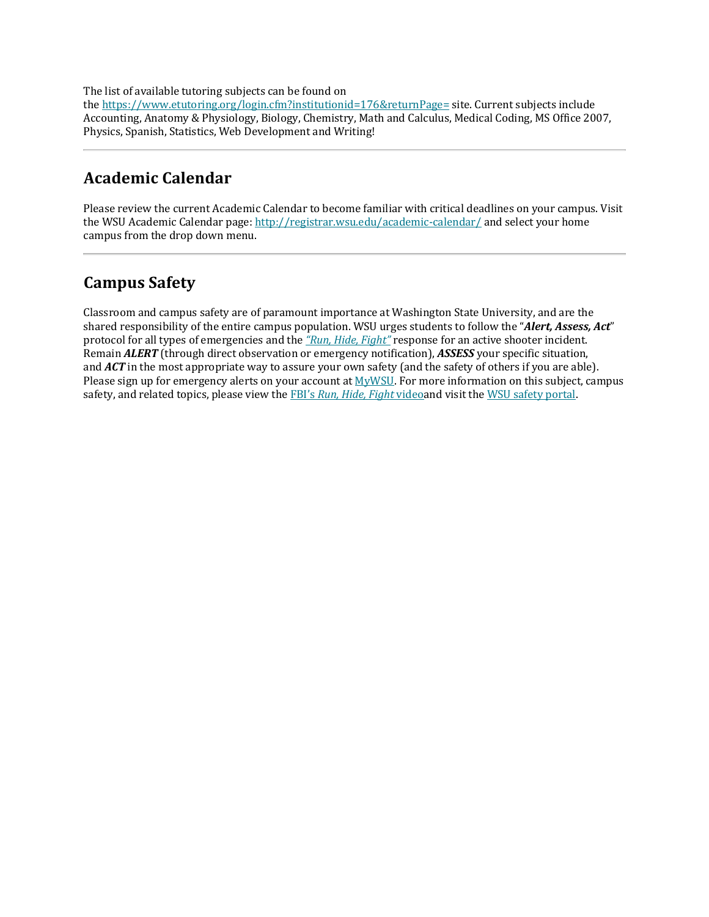The list of available tutoring subjects can be found on the [https://www.etutoring.org/login.cfm?institutionid=176&returnPage=](https://www.etutoring.org/login.cfm?institutionid=176&returnPage=) site. Current subjects include Accounting, Anatomy & Physiology, Biology, Chemistry, Math and Calculus, Medical Coding, MS Office 2007, Physics, Spanish, Statistics, Web Development and Writing!

---

## Academic Calendar

Please review the current Academic Calendar to become familiar with critical deadlines on your campus. Visit the WSU Academic Calendar page: [http://registrar.wsu.edu/academic-calendar/](http://registrar.wsu.edu/academic-calendar/) and select your home campus from the drop down menu.

---

## Campus Safety

Classroom and campus safety are of paramount importance at Washington State University, and are the shared responsibility of the entire campus population. WSU urges students to follow the "***Alert, Assess, Act***" protocol for all types of emergencies and the *"Run, Hide, Fight"* response for an active shooter incident. Remain ***ALERT*** (through direct observation or emergency notification), ***ASSESS*** your specific situation, and ***ACT*** in the most appropriate way to assure your own safety (and the safety of others if you are able). Please sign up for emergency alerts on your account at MyWSU. For more information on this subject, campus safety, and related topics, please view the FBI's *Run, Hide, Fight* videoand visit the WSU safety portal.